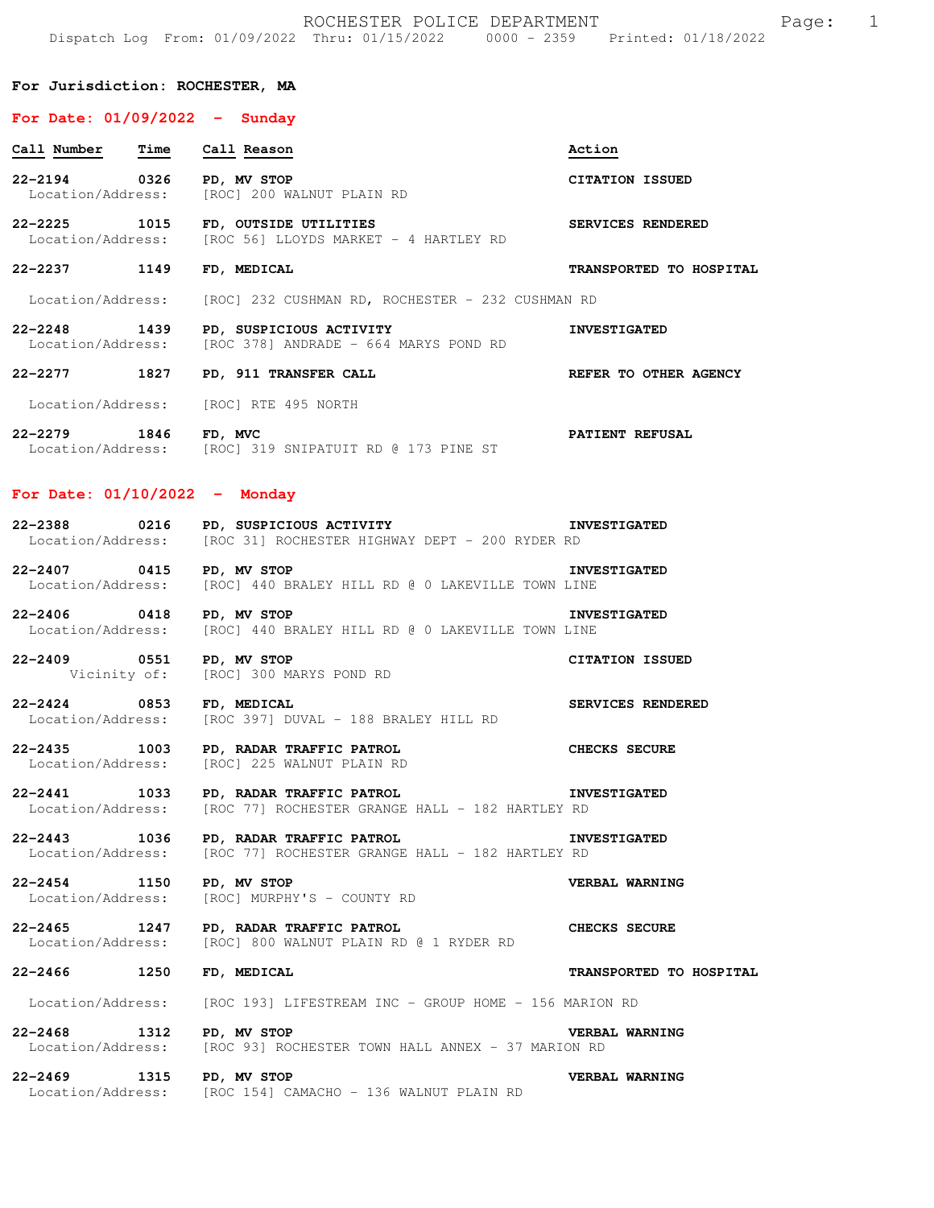# ROCHESTER POLICE DEPARTMENT

Dispatch Log From: 01/09/2022 Thru: 01/15/2022 0000 - 2359 Printed: 01/18/2022

**For Jurisdiction: ROCHESTER, MA**

## For Date: 01/09/2022 - Sunday

| Call Number | Time | Call Reason | Action |
|---|---|---|---|
| **22-2194** | **0326** | **PD, MV STOP** | **CITATION ISSUED** |
| Location/Address: | | [ROC] 200 WALNUT PLAIN RD | |
| **22-2225** | **1015** | **FD, OUTSIDE UTILITIES** | **SERVICES RENDERED** |
| Location/Address: | | [ROC 56] LLOYDS MARKET - 4 HARTLEY RD | |
| **22-2237** | **1149** | **FD, MEDICAL** | **TRANSPORTED TO HOSPITAL** |
| Location/Address: | | [ROC] 232 CUSHMAN RD, ROCHESTER - 232 CUSHMAN RD | |
| **22-2248** | **1439** | **PD, SUSPICIOUS ACTIVITY** | **INVESTIGATED** |
| Location/Address: | | [ROC 378] ANDRADE - 664 MARYS POND RD | |
| **22-2277** | **1827** | **PD, 911 TRANSFER CALL** | **REFER TO OTHER AGENCY** |
| Location/Address: | | [ROC] RTE 495 NORTH | |
| **22-2279** | **1846** | **FD, MVC** | **PATIENT REFUSAL** |
| Location/Address: | | [ROC] 319 SNIPATUIT RD @ 173 PINE ST | |

## For Date: 01/10/2022 - Monday

| Call Number | Time | Call Reason | Action |
|---|---|---|---|
| **22-2388** | **0216** | **PD, SUSPICIOUS ACTIVITY** | **INVESTIGATED** |
| Location/Address: | | [ROC 31] ROCHESTER HIGHWAY DEPT - 200 RYDER RD | |
| **22-2407** | **0415** | **PD, MV STOP** | **INVESTIGATED** |
| Location/Address: | | [ROC] 440 BRALEY HILL RD @ 0 LAKEVILLE TOWN LINE | |
| **22-2406** | **0418** | **PD, MV STOP** | **INVESTIGATED** |
| Location/Address: | | [ROC] 440 BRALEY HILL RD @ 0 LAKEVILLE TOWN LINE | |
| **22-2409** | **0551** | **PD, MV STOP** | **CITATION ISSUED** |
| Vicinity of: | | [ROC] 300 MARYS POND RD | |
| **22-2424** | **0853** | **FD, MEDICAL** | **SERVICES RENDERED** |
| Location/Address: | | [ROC 397] DUVAL - 188 BRALEY HILL RD | |
| **22-2435** | **1003** | **PD, RADAR TRAFFIC PATROL** | **CHECKS SECURE** |
| Location/Address: | | [ROC] 225 WALNUT PLAIN RD | |
| **22-2441** | **1033** | **PD, RADAR TRAFFIC PATROL** | **INVESTIGATED** |
| Location/Address: | | [ROC 77] ROCHESTER GRANGE HALL - 182 HARTLEY RD | |
| **22-2443** | **1036** | **PD, RADAR TRAFFIC PATROL** | **INVESTIGATED** |
| Location/Address: | | [ROC 77] ROCHESTER GRANGE HALL - 182 HARTLEY RD | |
| **22-2454** | **1150** | **PD, MV STOP** | **VERBAL WARNING** |
| Location/Address: | | [ROC] MURPHY'S - COUNTY RD | |
| **22-2465** | **1247** | **PD, RADAR TRAFFIC PATROL** | **CHECKS SECURE** |
| Location/Address: | | [ROC] 800 WALNUT PLAIN RD @ 1 RYDER RD | |
| **22-2466** | **1250** | **FD, MEDICAL** | **TRANSPORTED TO HOSPITAL** |
| Location/Address: | | [ROC 193] LIFESTREAM INC - GROUP HOME - 156 MARION RD | |
| **22-2468** | **1312** | **PD, MV STOP** | **VERBAL WARNING** |
| Location/Address: | | [ROC 93] ROCHESTER TOWN HALL ANNEX - 37 MARION RD | |
| **22-2469** | **1315** | **PD, MV STOP** | **VERBAL WARNING** |
| Location/Address: | | [ROC 154] CAMACHO - 136 WALNUT PLAIN RD | |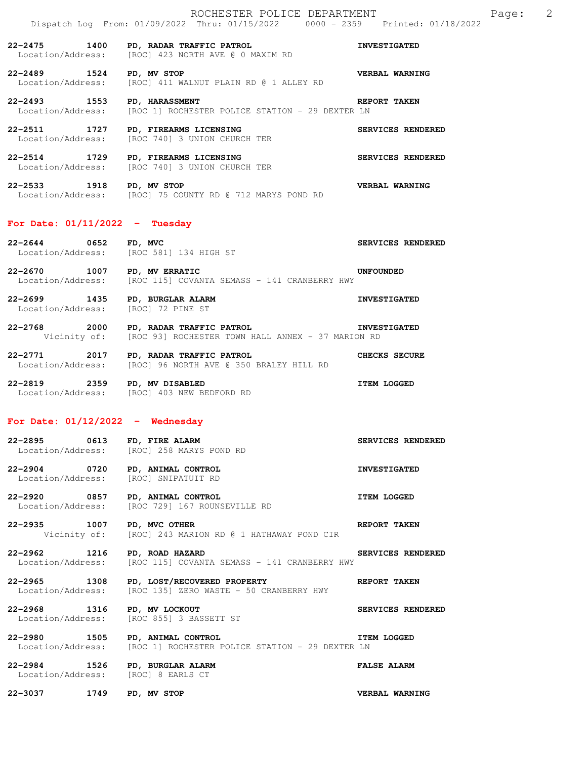**22-2475 1400 PD, RADAR TRAFFIC PATROL** **INVESTIGATED**
Location/Address: [ROC] 423 NORTH AVE @ 0 MAXIM RD

**22-2489 1524 PD, MV STOP** **VERBAL WARNING**
Location/Address: [ROC] 411 WALNUT PLAIN RD @ 1 ALLEY RD

**22-2493 1553 PD, HARASSMENT** **REPORT TAKEN**
Location/Address: [ROC 1] ROCHESTER POLICE STATION - 29 DEXTER LN

**22-2511 1727 PD, FIREARMS LICENSING** **SERVICES RENDERED**
Location/Address: [ROC 740] 3 UNION CHURCH TER

**22-2514 1729 PD, FIREARMS LICENSING** **SERVICES RENDERED**
Location/Address: [ROC 740] 3 UNION CHURCH TER

**22-2533 1918 PD, MV STOP** **VERBAL WARNING**
Location/Address: [ROC] 75 COUNTY RD @ 712 MARYS POND RD

## For Date: 01/11/2022 - Tuesday

**22-2644 0652 FD, MVC** **SERVICES RENDERED**
Location/Address: [ROC 581] 134 HIGH ST

**22-2670 1007 PD, MV ERRATIC** **UNFOUNDED**
Location/Address: [ROC 115] COVANTA SEMASS - 141 CRANBERRY HWY

**22-2699 1435 PD, BURGLAR ALARM** **INVESTIGATED**
Location/Address: [ROC] 72 PINE ST

**22-2768 2000 PD, RADAR TRAFFIC PATROL** **INVESTIGATED**
Vicinity of: [ROC 93] ROCHESTER TOWN HALL ANNEX - 37 MARION RD

**22-2771 2017 PD, RADAR TRAFFIC PATROL** **CHECKS SECURE**
Location/Address: [ROC] 96 NORTH AVE @ 350 BRALEY HILL RD

**22-2819 2359 PD, MV DISABLED** **ITEM LOGGED**
Location/Address: [ROC] 403 NEW BEDFORD RD

## For Date: 01/12/2022 - Wednesday

**22-2895 0613 FD, FIRE ALARM** **SERVICES RENDERED**
Location/Address: [ROC] 258 MARYS POND RD

**22-2904 0720 PD, ANIMAL CONTROL** **INVESTIGATED**
Location/Address: [ROC] SNIPATUIT RD

**22-2920 0857 PD, ANIMAL CONTROL** **ITEM LOGGED**
Location/Address: [ROC 729] 167 ROUNSEVILLE RD

**22-2935 1007 PD, MVC OTHER** **REPORT TAKEN**
Vicinity of: [ROC] 243 MARION RD @ 1 HATHAWAY POND CIR

**22-2962 1216 PD, ROAD HAZARD** **SERVICES RENDERED**
Location/Address: [ROC 115] COVANTA SEMASS - 141 CRANBERRY HWY

**22-2965 1308 PD, LOST/RECOVERED PROPERTY** **REPORT TAKEN**
Location/Address: [ROC 135] ZERO WASTE - 50 CRANBERRY HWY

**22-2968 1316 PD, MV LOCKOUT** **SERVICES RENDERED**
Location/Address: [ROC 855] 3 BASSETT ST

**22-2980 1505 PD, ANIMAL CONTROL** **ITEM LOGGED**
Location/Address: [ROC 1] ROCHESTER POLICE STATION - 29 DEXTER LN

**22-2984 1526 PD, BURGLAR ALARM** **FALSE ALARM**
Location/Address: [ROC] 8 EARLS CT

**22-3037 1749 PD, MV STOP** **VERBAL WARNING**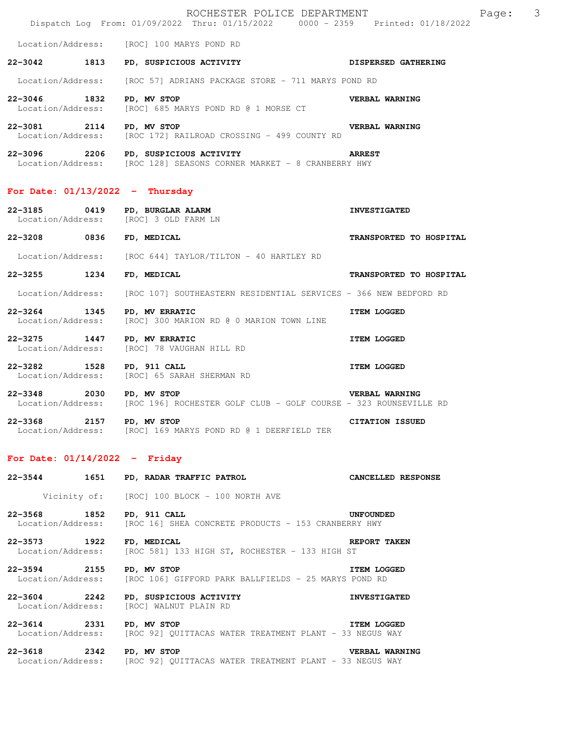Location/Address: [ROC] 100 MARYS POND RD

**22-3042 1813 PD, SUSPICIOUS ACTIVITY** **DISPERSED GATHERING**
Location/Address: [ROC 57] ADRIANS PACKAGE STORE - 711 MARYS POND RD

**22-3046 1832 PD, MV STOP** **VERBAL WARNING**
Location/Address: [ROC] 685 MARYS POND RD @ 1 MORSE CT

**22-3081 2114 PD, MV STOP** **VERBAL WARNING**
Location/Address: [ROC 172] RAILROAD CROSSING - 499 COUNTY RD

**22-3096 2206 PD, SUSPICIOUS ACTIVITY** **ARREST**
Location/Address: [ROC 128] SEASONS CORNER MARKET - 8 CRANBERRY HWY

## For Date: 01/13/2022 - Thursday

**22-3185 0419 PD, BURGLAR ALARM** **INVESTIGATED**
Location/Address: [ROC] 3 OLD FARM LN

**22-3208 0836 FD, MEDICAL** **TRANSPORTED TO HOSPITAL**
Location/Address: [ROC 644] TAYLOR/TILTON - 40 HARTLEY RD

**22-3255 1234 FD, MEDICAL** **TRANSPORTED TO HOSPITAL**
Location/Address: [ROC 107] SOUTHEASTERN RESIDENTIAL SERVICES - 366 NEW BEDFORD RD

**22-3264 1345 PD, MV ERRATIC** **ITEM LOGGED**
Location/Address: [ROC] 300 MARION RD @ 0 MARION TOWN LINE

**22-3275 1447 PD, MV ERRATIC** **ITEM LOGGED**
Location/Address: [ROC] 78 VAUGHAN HILL RD

**22-3282 1528 PD, 911 CALL** **ITEM LOGGED**
Location/Address: [ROC] 65 SARAH SHERMAN RD

**22-3348 2030 PD, MV STOP** **VERBAL WARNING**
Location/Address: [ROC 196] ROCHESTER GOLF CLUB - GOLF COURSE - 323 ROUNSEVILLE RD

**22-3368 2157 PD, MV STOP** **CITATION ISSUED**
Location/Address: [ROC] 169 MARYS POND RD @ 1 DEERFIELD TER

## For Date: 01/14/2022 - Friday

**22-3544 1651 PD, RADAR TRAFFIC PATROL** **CANCELLED RESPONSE**
Vicinity of: [ROC] 100 BLOCK - 100 NORTH AVE

**22-3568 1852 PD, 911 CALL** **UNFOUNDED**
Location/Address: [ROC 16] SHEA CONCRETE PRODUCTS - 153 CRANBERRY HWY

**22-3573 1922 FD, MEDICAL** **REPORT TAKEN**
Location/Address: [ROC 581] 133 HIGH ST, ROCHESTER - 133 HIGH ST

**22-3594 2155 PD, MV STOP** **ITEM LOGGED**
Location/Address: [ROC 106] GIFFORD PARK BALLFIELDS - 25 MARYS POND RD

**22-3604 2242 PD, SUSPICIOUS ACTIVITY** **INVESTIGATED**
Location/Address: [ROC] WALNUT PLAIN RD

**22-3614 2331 PD, MV STOP** **ITEM LOGGED**
Location/Address: [ROC 92] QUITTACAS WATER TREATMENT PLANT - 33 NEGUS WAY

**22-3618 2342 PD, MV STOP** **VERBAL WARNING**
Location/Address: [ROC 92] QUITTACAS WATER TREATMENT PLANT - 33 NEGUS WAY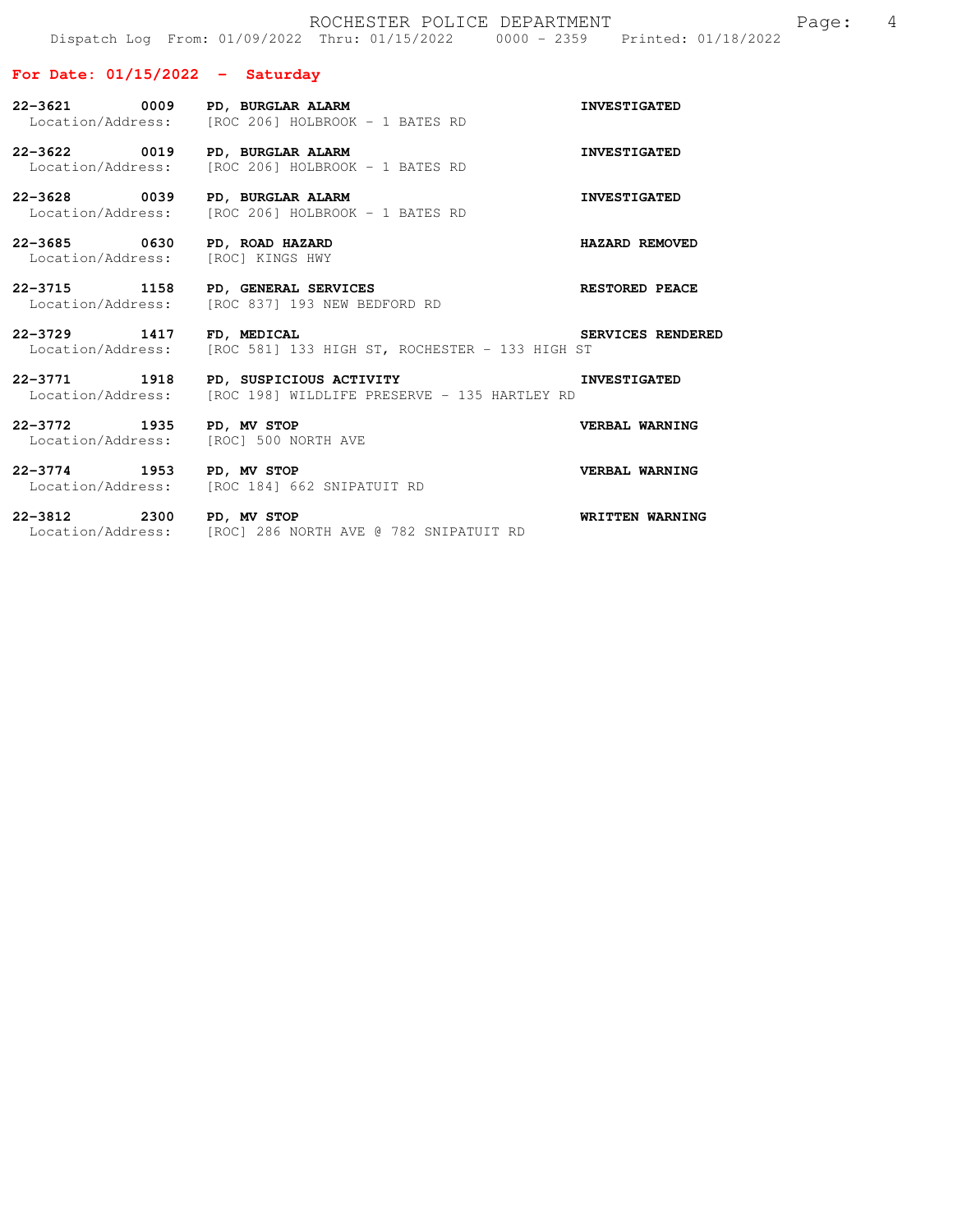## For Date: 01/15/2022 - Saturday

**22-3621 0009 PD, BURGLAR ALARM** **INVESTIGATED**
Location/Address: [ROC 206] HOLBROOK - 1 BATES RD

**22-3622 0019 PD, BURGLAR ALARM** **INVESTIGATED**
Location/Address: [ROC 206] HOLBROOK - 1 BATES RD

**22-3628 0039 PD, BURGLAR ALARM** **INVESTIGATED**
Location/Address: [ROC 206] HOLBROOK - 1 BATES RD

**22-3685 0630 PD, ROAD HAZARD** **HAZARD REMOVED**
Location/Address: [ROC] KINGS HWY

**22-3715 1158 PD, GENERAL SERVICES** **RESTORED PEACE**
Location/Address: [ROC 837] 193 NEW BEDFORD RD

**22-3729 1417 FD, MEDICAL** **SERVICES RENDERED**
Location/Address: [ROC 581] 133 HIGH ST, ROCHESTER - 133 HIGH ST

**22-3771 1918 PD, SUSPICIOUS ACTIVITY** **INVESTIGATED**
Location/Address: [ROC 198] WILDLIFE PRESERVE - 135 HARTLEY RD

**22-3772 1935 PD, MV STOP** **VERBAL WARNING**
Location/Address: [ROC] 500 NORTH AVE

**22-3774 1953 PD, MV STOP** **VERBAL WARNING**
Location/Address: [ROC 184] 662 SNIPATUIT RD

**22-3812 2300 PD, MV STOP** **WRITTEN WARNING**
Location/Address: [ROC] 286 NORTH AVE @ 782 SNIPATUIT RD